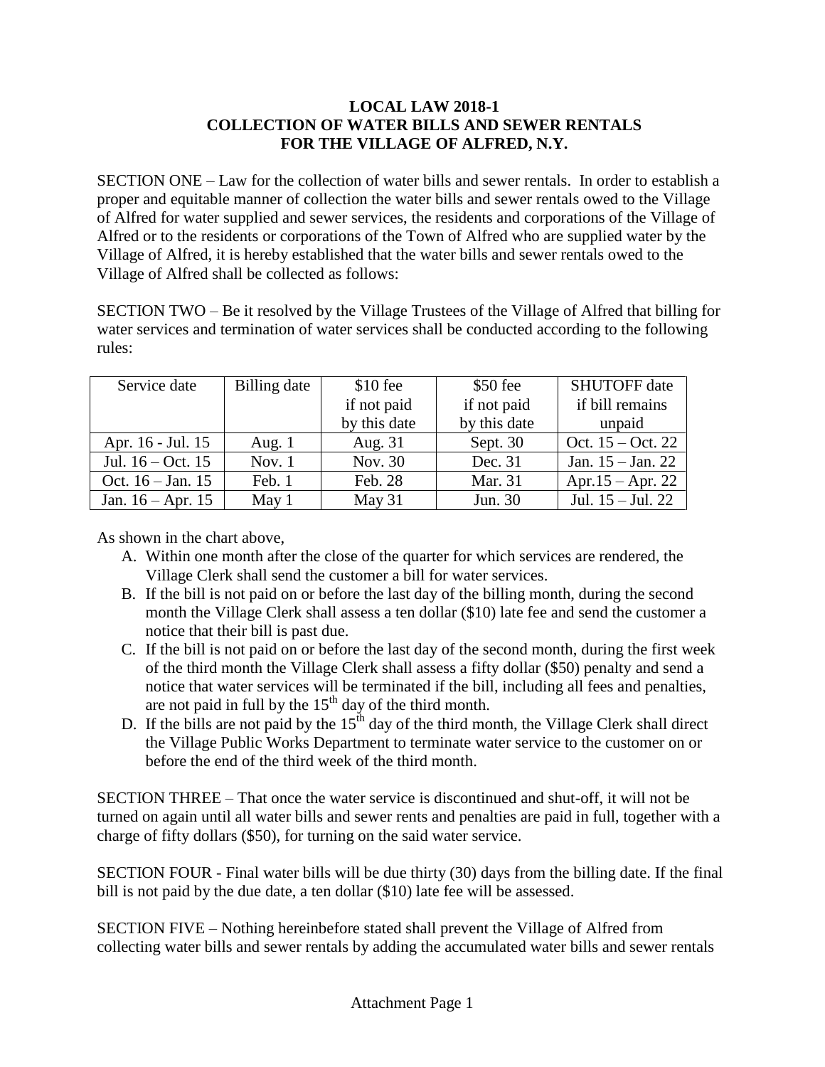**LOCAL LAW 2018-1**
**COLLECTION OF WATER BILLS AND SEWER RENTALS**
**FOR THE VILLAGE OF ALFRED, N.Y.**

SECTION ONE – Law for the collection of water bills and sewer rentals. In order to establish a proper and equitable manner of collection the water bills and sewer rentals owed to the Village of Alfred for water supplied and sewer services, the residents and corporations of the Village of Alfred or to the residents or corporations of the Town of Alfred who are supplied water by the Village of Alfred, it is hereby established that the water bills and sewer rentals owed to the Village of Alfred shall be collected as follows:

SECTION TWO – Be it resolved by the Village Trustees of the Village of Alfred that billing for water services and termination of water services shall be conducted according to the following rules:

| Service date | Billing date | $10 fee if not paid by this date | $50 fee if not paid by this date | SHUTOFF date if bill remains unpaid |
|---|---|---|---|---|
| Apr. 16 - Jul. 15 | Aug. 1 | Aug. 31 | Sept. 30 | Oct. 15 – Oct. 22 |
| Jul. 16 – Oct. 15 | Nov. 1 | Nov. 30 | Dec. 31 | Jan. 15 – Jan. 22 |
| Oct. 16 – Jan. 15 | Feb. 1 | Feb. 28 | Mar. 31 | Apr.15 – Apr. 22 |
| Jan. 16 – Apr. 15 | May 1 | May 31 | Jun. 30 | Jul. 15 – Jul. 22 |

As shown in the chart above,

A. Within one month after the close of the quarter for which services are rendered, the Village Clerk shall send the customer a bill for water services.
B. If the bill is not paid on or before the last day of the billing month, during the second month the Village Clerk shall assess a ten dollar ($10) late fee and send the customer a notice that their bill is past due.
C. If the bill is not paid on or before the last day of the second month, during the first week of the third month the Village Clerk shall assess a fifty dollar ($50) penalty and send a notice that water services will be terminated if the bill, including all fees and penalties, are not paid in full by the 15th day of the third month.
D. If the bills are not paid by the 15th day of the third month, the Village Clerk shall direct the Village Public Works Department to terminate water service to the customer on or before the end of the third week of the third month.

SECTION THREE – That once the water service is discontinued and shut-off, it will not be turned on again until all water bills and sewer rents and penalties are paid in full, together with a charge of fifty dollars ($50), for turning on the said water service.

SECTION FOUR - Final water bills will be due thirty (30) days from the billing date. If the final bill is not paid by the due date, a ten dollar ($10) late fee will be assessed.

SECTION FIVE – Nothing hereinbefore stated shall prevent the Village of Alfred from collecting water bills and sewer rentals by adding the accumulated water bills and sewer rentals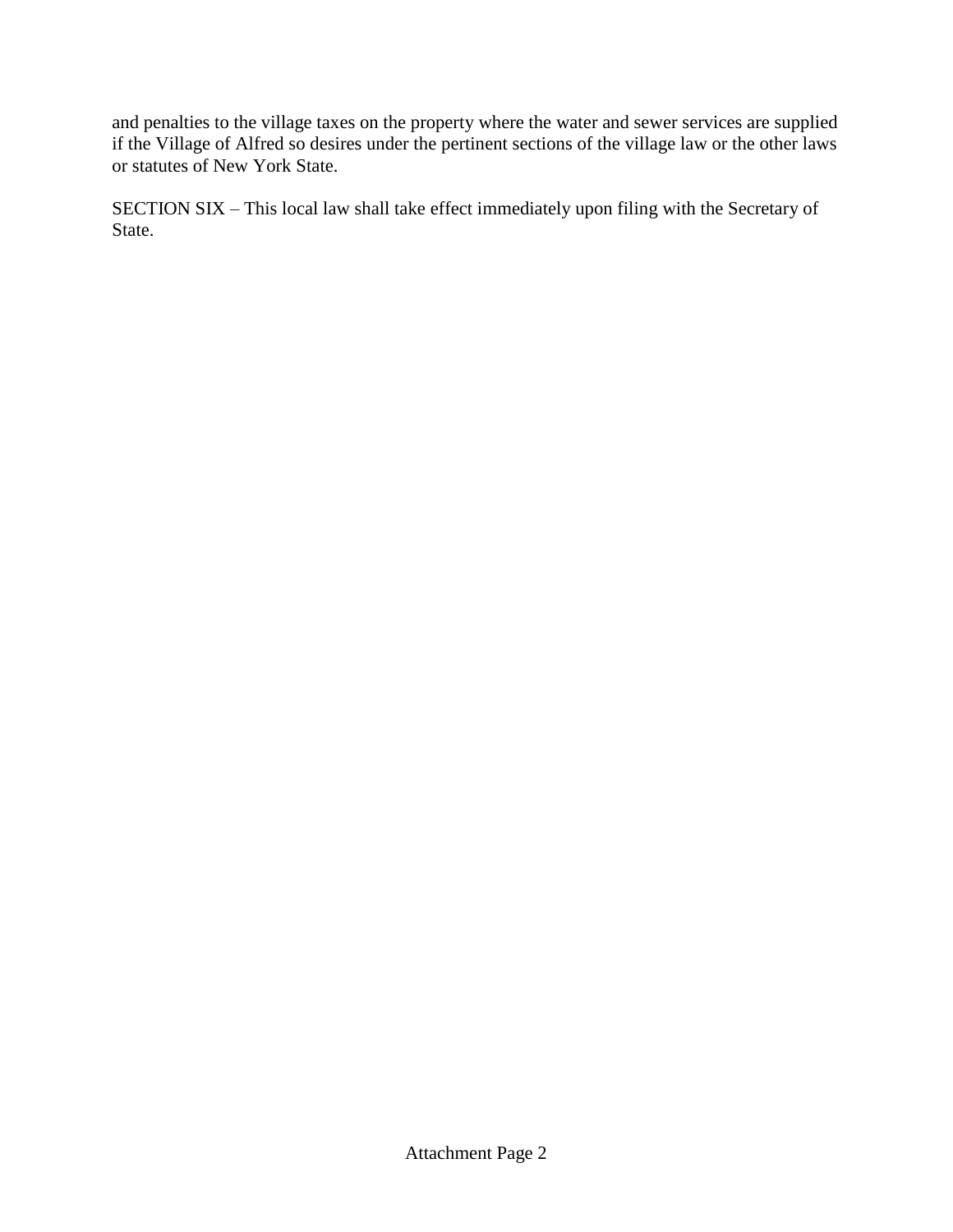and penalties to the village taxes on the property where the water and sewer services are supplied if the Village of Alfred so desires under the pertinent sections of the village law or the other laws or statutes of New York State.

SECTION SIX – This local law shall take effect immediately upon filing with the Secretary of State.